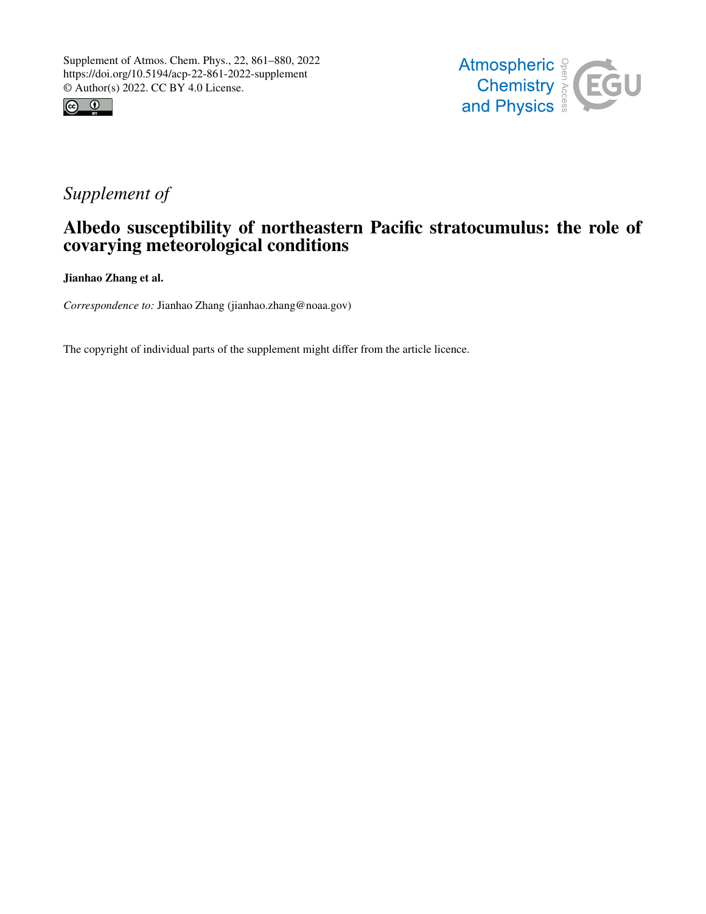Supplement of Atmos. Chem. Phys., 22, 861–880, 2022
https://doi.org/10.5194/acp-22-861-2022-supplement
© Author(s) 2022. CC BY 4.0 License.

*Supplement of*

# Albedo susceptibility of northeastern Pacific stratocumulus: the role of covarying meteorological conditions

**Jianhao Zhang et al.**

*Correspondence to:* Jianhao Zhang (jianhao.zhang@noaa.gov)

The copyright of individual parts of the supplement might differ from the article licence.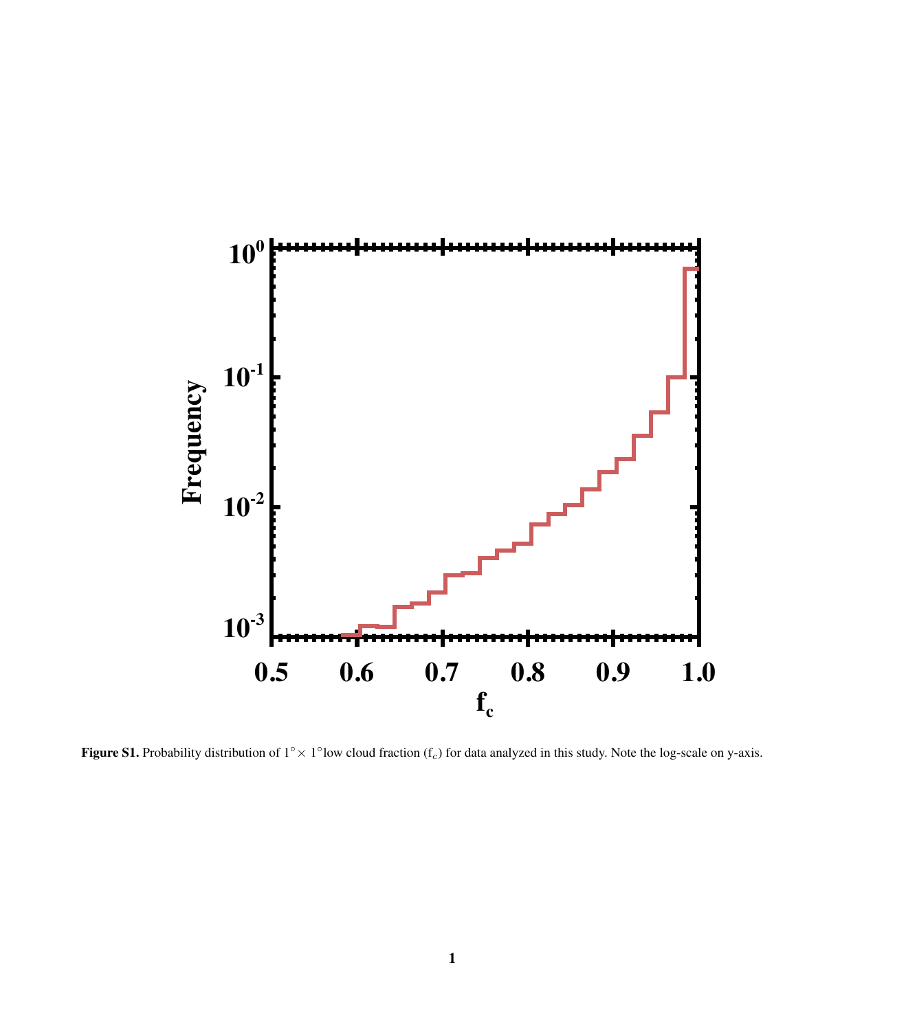**Figure S1.** Probability distribution of 1°× 1°low cloud fraction ($f_c$) for data analyzed in this study. Note the log-scale on y-axis.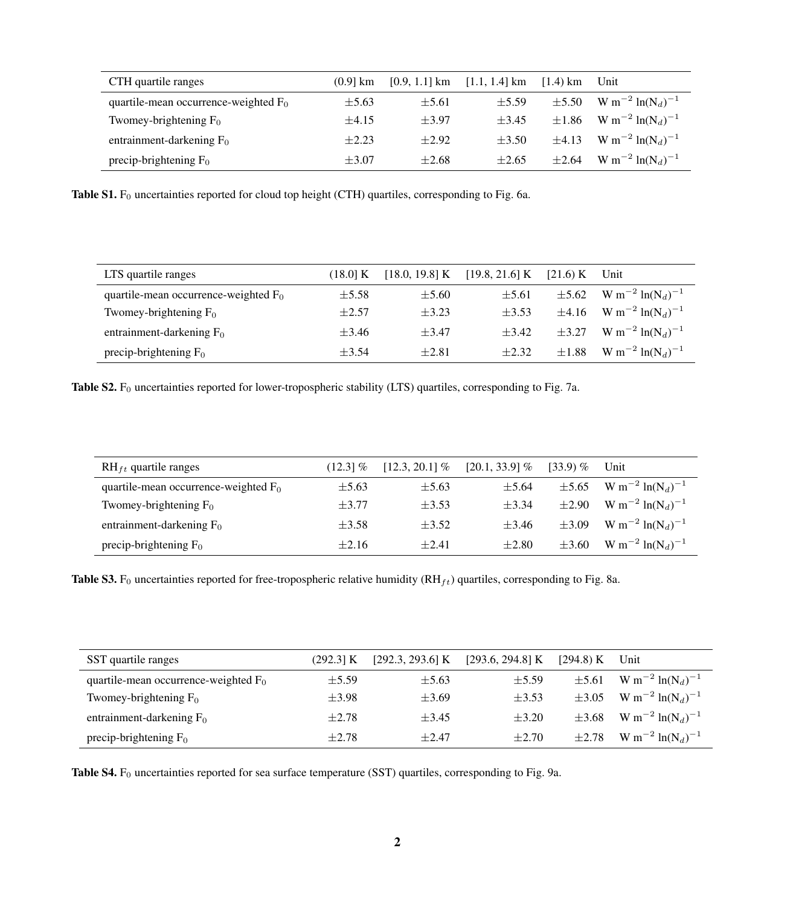| CTH quartile ranges | (0.9] km | [0.9, 1.1] km | [1.1, 1.4] km | [1.4) km | Unit |
|---|---|---|---|---|---|
| quartile-mean occurrence-weighted $F_0$ | ±5.63 | ±5.61 | ±5.59 | ±5.50 | W $m^{-2}$ $ln(N_d)^{-1}$ |
| Twomey-brightening $F_0$ | ±4.15 | ±3.97 | ±3.45 | ±1.86 | W $m^{-2}$ $ln(N_d)^{-1}$ |
| entrainment-darkening $F_0$ | ±2.23 | ±2.92 | ±3.50 | ±4.13 | W $m^{-2}$ $ln(N_d)^{-1}$ |
| precip-brightening $F_0$ | ±3.07 | ±2.68 | ±2.65 | ±2.64 | W $m^{-2}$ $ln(N_d)^{-1}$ |

**Table S1.** $F_0$ uncertainties reported for cloud top height (CTH) quartiles, corresponding to Fig. 6a.

| LTS quartile ranges | (18.0] K | [18.0, 19.8] K | [19.8, 21.6] K | [21.6) K | Unit |
|---|---|---|---|---|---|
| quartile-mean occurrence-weighted $F_0$ | ±5.58 | ±5.60 | ±5.61 | ±5.62 | W $m^{-2}$ $ln(N_d)^{-1}$ |
| Twomey-brightening $F_0$ | ±2.57 | ±3.23 | ±3.53 | ±4.16 | W $m^{-2}$ $ln(N_d)^{-1}$ |
| entrainment-darkening $F_0$ | ±3.46 | ±3.47 | ±3.42 | ±3.27 | W $m^{-2}$ $ln(N_d)^{-1}$ |
| precip-brightening $F_0$ | ±3.54 | ±2.81 | ±2.32 | ±1.88 | W $m^{-2}$ $ln(N_d)^{-1}$ |

**Table S2.** $F_0$ uncertainties reported for lower-tropospheric stability (LTS) quartiles, corresponding to Fig. 7a.

| $RH_{ft}$ quartile ranges | (12.3] % | [12.3, 20.1] % | [20.1, 33.9] % | [33.9) % | Unit |
|---|---|---|---|---|---|
| quartile-mean occurrence-weighted $F_0$ | ±5.63 | ±5.63 | ±5.64 | ±5.65 | W $m^{-2}$ $ln(N_d)^{-1}$ |
| Twomey-brightening $F_0$ | ±3.77 | ±3.53 | ±3.34 | ±2.90 | W $m^{-2}$ $ln(N_d)^{-1}$ |
| entrainment-darkening $F_0$ | ±3.58 | ±3.52 | ±3.46 | ±3.09 | W $m^{-2}$ $ln(N_d)^{-1}$ |
| precip-brightening $F_0$ | ±2.16 | ±2.41 | ±2.80 | ±3.60 | W $m^{-2}$ $ln(N_d)^{-1}$ |

**Table S3.** $F_0$ uncertainties reported for free-tropospheric relative humidity ($RH_{ft}$) quartiles, corresponding to Fig. 8a.

| SST quartile ranges | (292.3] K | [292.3, 293.6] K | [293.6, 294.8] K | [294.8) K | Unit |
|---|---|---|---|---|---|
| quartile-mean occurrence-weighted $F_0$ | ±5.59 | ±5.63 | ±5.59 | ±5.61 | W $m^{-2}$ $ln(N_d)^{-1}$ |
| Twomey-brightening $F_0$ | ±3.98 | ±3.69 | ±3.53 | ±3.05 | W $m^{-2}$ $ln(N_d)^{-1}$ |
| entrainment-darkening $F_0$ | ±2.78 | ±3.45 | ±3.20 | ±3.68 | W $m^{-2}$ $ln(N_d)^{-1}$ |
| precip-brightening $F_0$ | ±2.78 | ±2.47 | ±2.70 | ±2.78 | W $m^{-2}$ $ln(N_d)^{-1}$ |

**Table S4.** $F_0$ uncertainties reported for sea surface temperature (SST) quartiles, corresponding to Fig. 9a.